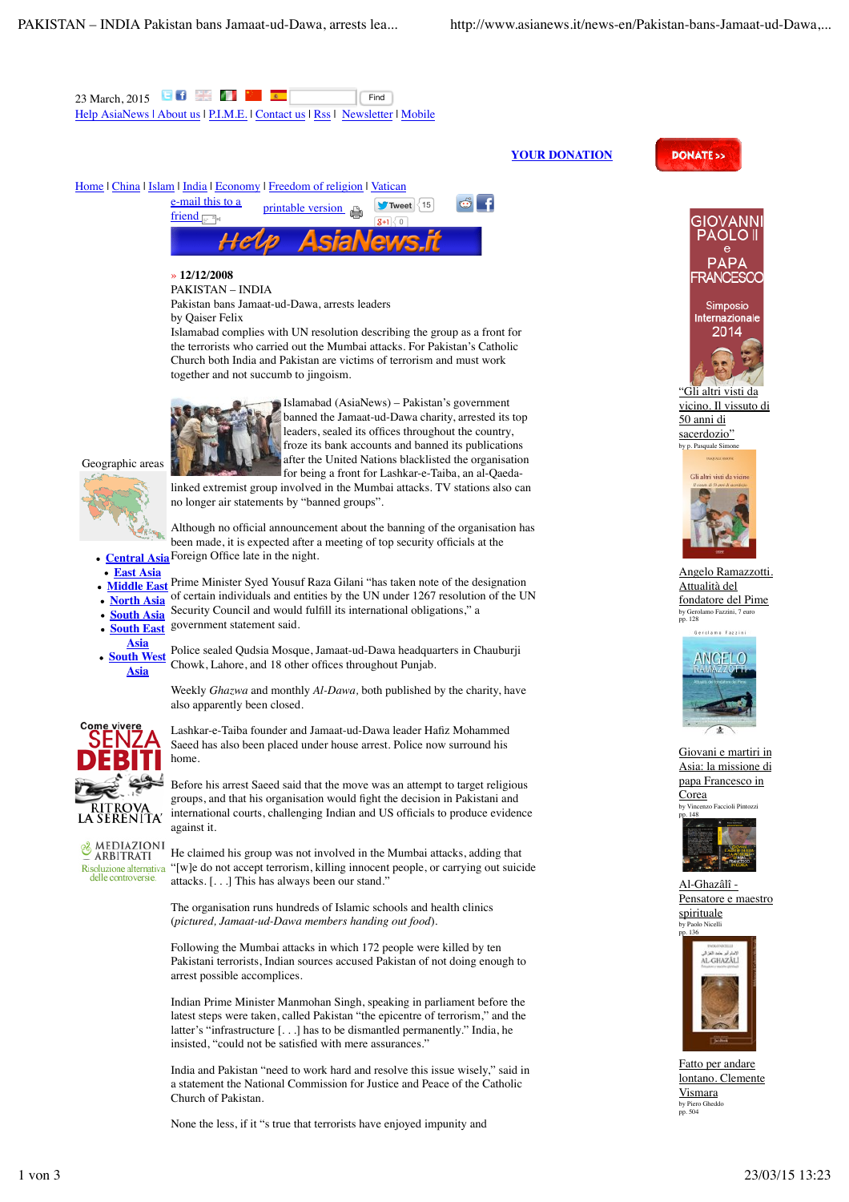23 March, 2015

Help AsiaNews | About us | P.I.M.E. | Contact us | Rss | Newsletter | Mobile

YOUR DONATION

Home | China | Islam | India | Economy | Freedom of religion | Vatican

e-mail this to a friend | printable version

» 12/12/2008

PAKISTAN – INDIA

# Pakistan bans Jamaat-ud-Dawa, arrests leaders

by Qaiser Felix

Islamabad complies with UN resolution describing the group as a front for the terrorists who carried out the Mumbai attacks. For Pakistan's Catholic Church both India and Pakistan are victims of terrorism and must work together and not succumb to jingoism.

Islamabad (AsiaNews) – Pakistan's government banned the Jamaat-ud-Dawa charity, arrested its top leaders, sealed its offices throughout the country, froze its bank accounts and banned its publications after the United Nations blacklisted the organisation for being a front for Lashkar-e-Taiba, an al-Qaeda-linked extremist group involved in the Mumbai attacks. TV stations also can no longer air statements by "banned groups".

Although no official announcement about the banning of the organisation has been made, it is expected after a meeting of top security officials at the Foreign Office late in the night.

Prime Minister Syed Yousuf Raza Gilani "has taken note of the designation of certain individuals and entities by the UN under 1267 resolution of the UN Security Council and would fulfill its international obligations," a government statement said.

Police sealed Qudsia Mosque, Jamaat-ud-Dawa headquarters in Chauburji Chowk, Lahore, and 18 other offices throughout Punjab.

Weekly *Ghazwa* and monthly *Al-Dawa*, both published by the charity, have also apparently been closed.

Lashkar-e-Taiba founder and Jamaat-ud-Dawa leader Hafiz Mohammed Saeed has also been placed under house arrest. Police now surround his home.

Before his arrest Saeed said that the move was an attempt to target religious groups, and that his organisation would fight the decision in Pakistani and international courts, challenging Indian and US officials to produce evidence against it.

He claimed his group was not involved in the Mumbai attacks, adding that "[w]e do not accept terrorism, killing innocent people, or carrying out suicide attacks. [. . .] This has always been our stand."

The organisation runs hundreds of Islamic schools and health clinics (*pictured, Jamaat-ud-Dawa members handing out food*).

Following the Mumbai attacks in which 172 people were killed by ten Pakistani terrorists, Indian sources accused Pakistan of not doing enough to arrest possible accomplices.

Indian Prime Minister Manmohan Singh, speaking in parliament before the latest steps were taken, called Pakistan "the epicentre of terrorism," and the latter's "infrastructure [. . .] has to be dismantled permanently." India, he insisted, "could not be satisfied with mere assurances."

India and Pakistan "need to work hard and resolve this issue wisely," said in a statement the National Commission for Justice and Peace of the Catholic Church of Pakistan.

None the less, if it "s true that terrorists have enjoyed impunity and

---

Geographic areas

- Central Asia
- East Asia
- Middle East
- North Asia
- South Asia
- South East Asia
- South West Asia

---

"Gli altri visti da vicino. Il vissuto di 50 anni di sacerdozio"
by p. Pasquale Simone

Angelo Ramazzotti. Attualità del fondatore del Pime
by Gerolamo Fazzini, 7 euro pp. 128

Giovani e martiri in Asia: la missione di papa Francesco in Corea
by Vincenzo Faccioli Pintozzi pp. 148

Al-Ghazâlî - Pensatore e maestro spirituale
by Paolo Nicelli pp. 136

Fatto per andare lontano. Clemente Vismara
by Piero Gheddo pp. 504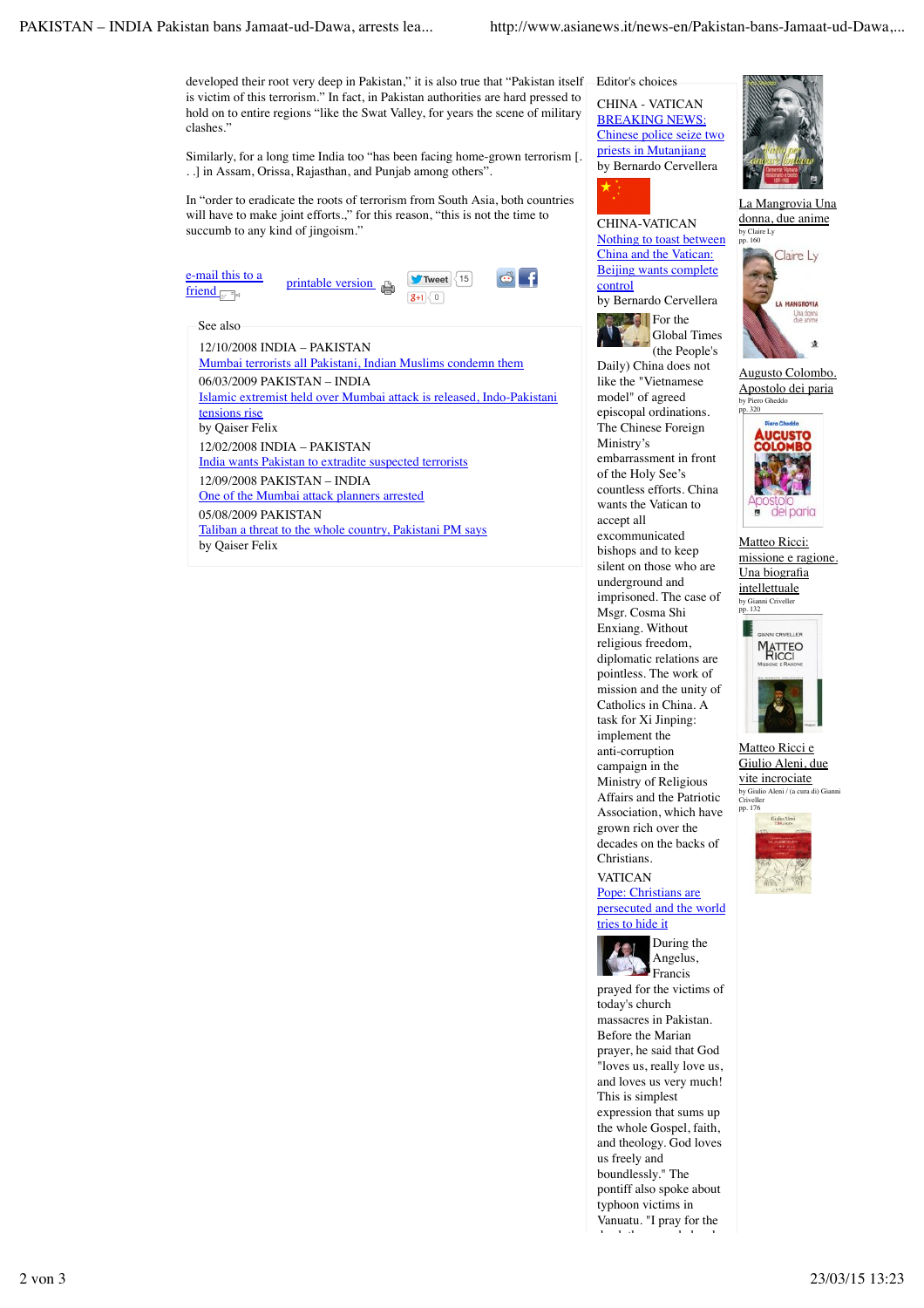developed their root very deep in Pakistan," it is also true that "Pakistan itself is victim of this terrorism." In fact, in Pakistan authorities are hard pressed to hold on to entire regions "like the Swat Valley, for years the scene of military clashes."

Similarly, for a long time India too "has been facing home-grown terrorism [. . .] in Assam, Orissa, Rajasthan, and Punjab among others".

In "order to eradicate the roots of terrorism from South Asia, both countries will have to make joint efforts.," for this reason, "this is not the time to succumb to any kind of jingoism."

e-mail this to a friend

printable version

Tweet 15

g+1 0

See also

12/10/2008 INDIA – PAKISTAN
Mumbai terrorists all Pakistani, Indian Muslims condemn them

06/03/2009 PAKISTAN – INDIA
Islamic extremist held over Mumbai attack is released, Indo-Pakistani tensions rise
by Qaiser Felix

12/02/2008 INDIA – PAKISTAN
India wants Pakistan to extradite suspected terrorists

12/09/2008 PAKISTAN – INDIA
One of the Mumbai attack planners arrested

05/08/2009 PAKISTAN
Taliban a threat to the whole country, Pakistani PM says
by Qaiser Felix

Editor's choices

CHINA - VATICAN
BREAKING NEWS: Chinese police seize two priests in Mutanjiang
by Bernardo Cervellera

CHINA-VATICAN
Nothing to toast between China and the Vatican: Beijing wants complete control
by Bernardo Cervellera

For the Global Times (the People's Daily) China does not like the "Vietnamese model" of agreed episcopal ordinations. The Chinese Foreign Ministry's embarrassment in front of the Holy See's countless efforts. China wants the Vatican to accept all excommunicated bishops and to keep silent on those who are underground and imprisoned. The case of Msgr. Cosma Shi Enxiang. Without religious freedom, diplomatic relations are pointless. The work of mission and the unity of Catholics in China. A task for Xi Jinping: implement the anti-corruption campaign in the Ministry of Religious Affairs and the Patriotic Association, which have grown rich over the decades on the backs of Christians.

VATICAN
Pope: Christians are persecuted and the world tries to hide it

During the Angelus, Francis prayed for the victims of today's church massacres in Pakistan. Before the Marian prayer, he said that God "loves us, really love us, and loves us very much! This is simplest expression that sums up the whole Gospel, faith, and theology. God loves us freely and boundlessly." The pontiff also spoke about typhoon victims in Vanuatu. "I pray for the

La Mangrovia Una donna, due anime
by Claire Ly
pp. 160

Augusto Colombo. Apostolo dei paria
by Piero Gheddo
pp. 320

Matteo Ricci: missione e ragione. Una biografia intellettuale
by Gianni Criveller
pp. 132

Matteo Ricci e Giulio Aleni, due vite incrociate
by Giulio Aleni / (a cura di) Gianni Criveller
pp. 176